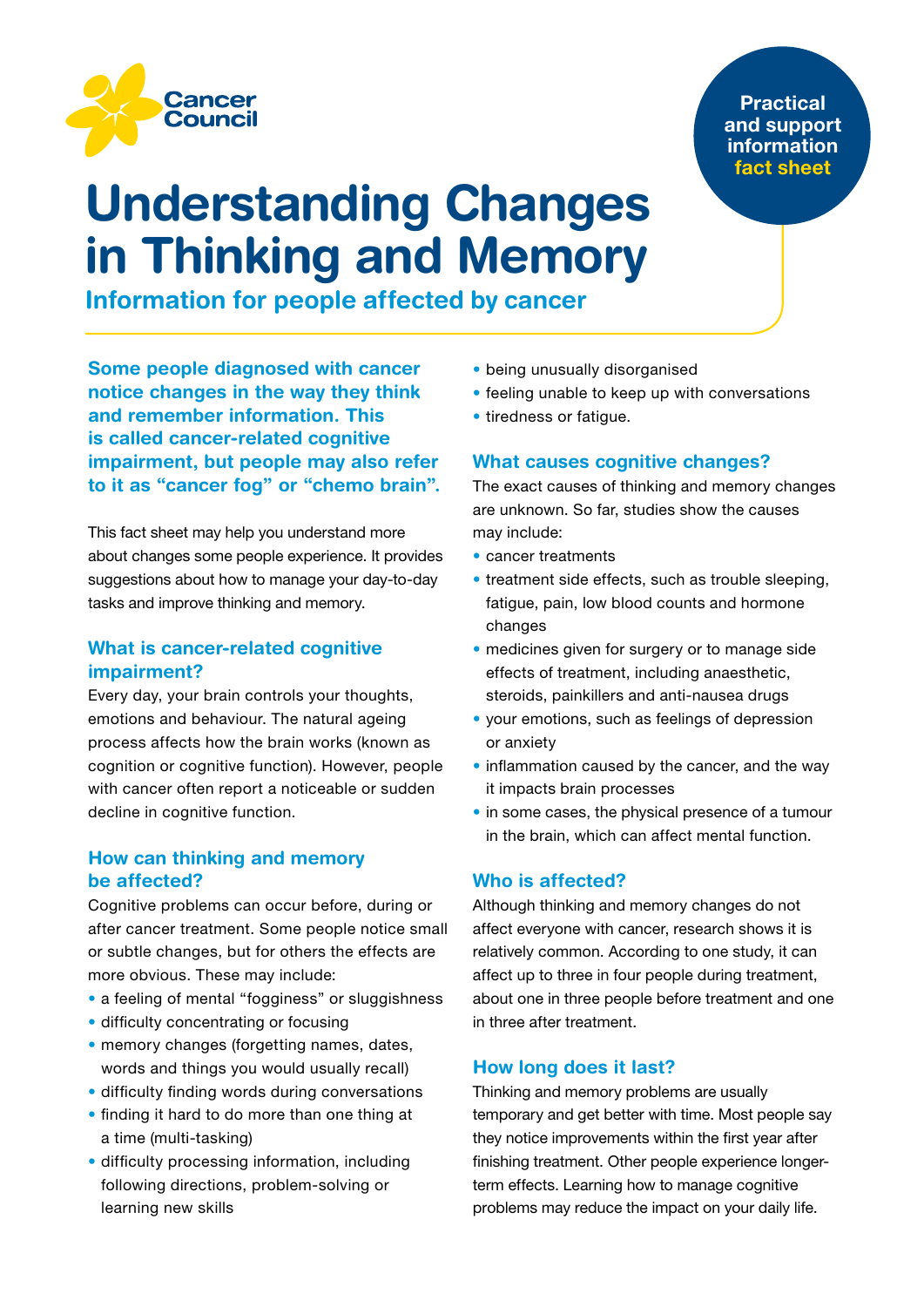Cancer Council

Practical and support information **fact sheet**

# Understanding Changes in Thinking and Memory

## Information for people affected by cancer

**Some people diagnosed with cancer notice changes in the way they think and remember information. This is called cancer-related cognitive impairment, but people may also refer to it as "cancer fog" or "chemo brain".**

This fact sheet may help you understand more about changes some people experience. It provides suggestions about how to manage your day-to-day tasks and improve thinking and memory.

### What is cancer-related cognitive impairment?

Every day, your brain controls your thoughts, emotions and behaviour. The natural ageing process affects how the brain works (known as cognition or cognitive function). However, people with cancer often report a noticeable or sudden decline in cognitive function.

### How can thinking and memory be affected?

Cognitive problems can occur before, during or after cancer treatment. Some people notice small or subtle changes, but for others the effects are more obvious. These may include:

- a feeling of mental "fogginess" or sluggishness
- difficulty concentrating or focusing
- memory changes (forgetting names, dates, words and things you would usually recall)
- difficulty finding words during conversations
- finding it hard to do more than one thing at a time (multi-tasking)
- difficulty processing information, including following directions, problem-solving or learning new skills
- being unusually disorganised
- feeling unable to keep up with conversations
- tiredness or fatigue.

### What causes cognitive changes?

The exact causes of thinking and memory changes are unknown. So far, studies show the causes may include:

- cancer treatments
- treatment side effects, such as trouble sleeping, fatigue, pain, low blood counts and hormone changes
- medicines given for surgery or to manage side effects of treatment, including anaesthetic, steroids, painkillers and anti-nausea drugs
- your emotions, such as feelings of depression or anxiety
- inflammation caused by the cancer, and the way it impacts brain processes
- in some cases, the physical presence of a tumour in the brain, which can affect mental function.

### Who is affected?

Although thinking and memory changes do not affect everyone with cancer, research shows it is relatively common. According to one study, it can affect up to three in four people during treatment, about one in three people before treatment and one in three after treatment.

### How long does it last?

Thinking and memory problems are usually temporary and get better with time. Most people say they notice improvements within the first year after finishing treatment. Other people experience longer-term effects. Learning how to manage cognitive problems may reduce the impact on your daily life.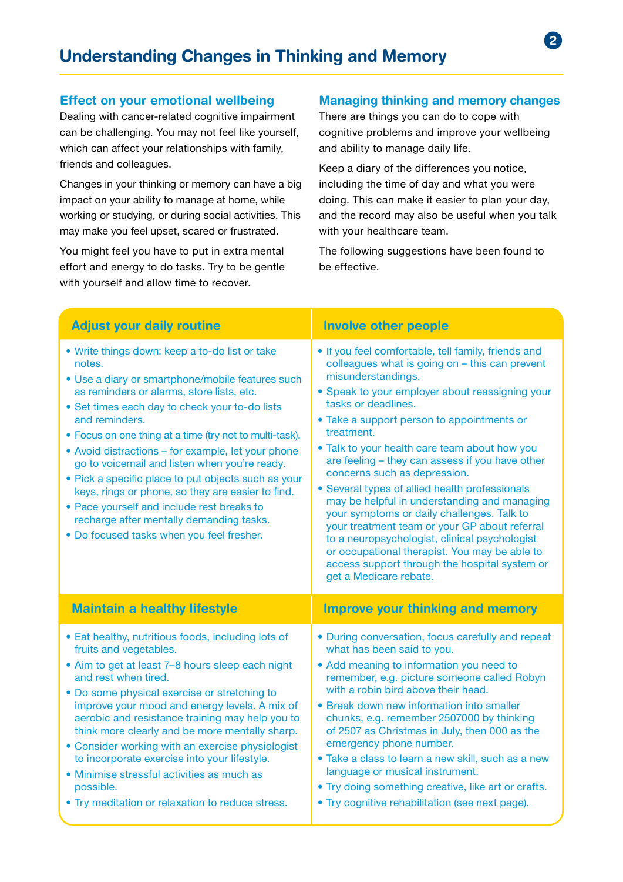# Understanding Changes in Thinking and Memory

## Effect on your emotional wellbeing

Dealing with cancer-related cognitive impairment can be challenging. You may not feel like yourself, which can affect your relationships with family, friends and colleagues.

Changes in your thinking or memory can have a big impact on your ability to manage at home, while working or studying, or during social activities. This may make you feel upset, scared or frustrated.

You might feel you have to put in extra mental effort and energy to do tasks. Try to be gentle with yourself and allow time to recover.

## Managing thinking and memory changes

There are things you can do to cope with cognitive problems and improve your wellbeing and ability to manage daily life.

Keep a diary of the differences you notice, including the time of day and what you were doing. This can make it easier to plan your day, and the record may also be useful when you talk with your healthcare team.

The following suggestions have been found to be effective.

### Adjust your daily routine

- Write things down: keep a to-do list or take notes.
- Use a diary or smartphone/mobile features such as reminders or alarms, store lists, etc.
- Set times each day to check your to-do lists and reminders.
- Focus on one thing at a time (try not to multi-task).
- Avoid distractions – for example, let your phone go to voicemail and listen when you're ready.
- Pick a specific place to put objects such as your keys, rings or phone, so they are easier to find.
- Pace yourself and include rest breaks to recharge after mentally demanding tasks.
- Do focused tasks when you feel fresher.

### Involve other people

- If you feel comfortable, tell family, friends and colleagues what is going on – this can prevent misunderstandings.
- Speak to your employer about reassigning your tasks or deadlines.
- Take a support person to appointments or treatment.
- Talk to your health care team about how you are feeling – they can assess if you have other concerns such as depression.
- Several types of allied health professionals may be helpful in understanding and managing your symptoms or daily challenges. Talk to your treatment team or your GP about referral to a neuropsychologist, clinical psychologist or occupational therapist. You may be able to access support through the hospital system or get a Medicare rebate.

### Maintain a healthy lifestyle

- Eat healthy, nutritious foods, including lots of fruits and vegetables.
- Aim to get at least 7–8 hours sleep each night and rest when tired.
- Do some physical exercise or stretching to improve your mood and energy levels. A mix of aerobic and resistance training may help you to think more clearly and be more mentally sharp.
- Consider working with an exercise physiologist to incorporate exercise into your lifestyle.
- Minimise stressful activities as much as possible.
- Try meditation or relaxation to reduce stress.

### Improve your thinking and memory

- During conversation, focus carefully and repeat what has been said to you.
- Add meaning to information you need to remember, e.g. picture someone called Robyn with a robin bird above their head.
- Break down new information into smaller chunks, e.g. remember 2507000 by thinking of 2507 as Christmas in July, then 000 as the emergency phone number.
- Take a class to learn a new skill, such as a new language or musical instrument.
- Try doing something creative, like art or crafts.
- Try cognitive rehabilitation (see next page).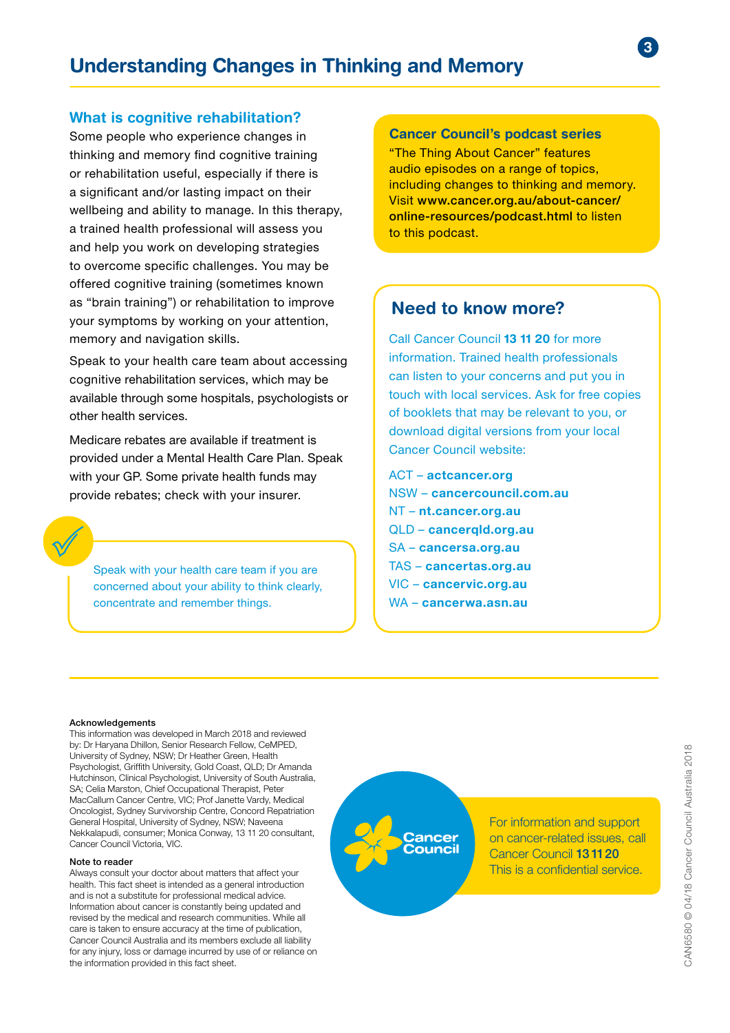## Understanding Changes in Thinking and Memory

### What is cognitive rehabilitation?

Some people who experience changes in thinking and memory find cognitive training or rehabilitation useful, especially if there is a significant and/or lasting impact on their wellbeing and ability to manage. In this therapy, a trained health professional will assess you and help you work on developing strategies to overcome specific challenges. You may be offered cognitive training (sometimes known as "brain training") or rehabilitation to improve your symptoms by working on your attention, memory and navigation skills.

Speak to your health care team about accessing cognitive rehabilitation services, which may be available through some hospitals, psychologists or other health services.

Medicare rebates are available if treatment is provided under a Mental Health Care Plan. Speak with your GP. Some private health funds may provide rebates; check with your insurer.

Speak with your health care team if you are concerned about your ability to think clearly, concentrate and remember things.

**Cancer Council's podcast series**

"The Thing About Cancer" features audio episodes on a range of topics, including changes to thinking and memory. Visit **www.cancer.org.au/about-cancer/online-resources/podcast.html** to listen to this podcast.

### Need to know more?

Call Cancer Council **13 11 20** for more information. Trained health professionals can listen to your concerns and put you in touch with local services. Ask for free copies of booklets that may be relevant to you, or download digital versions from your local Cancer Council website:

ACT – **actcancer.org**
NSW – **cancercouncil.com.au**
NT – **nt.cancer.org.au**
QLD – **cancerqld.org.au**
SA – **cancersa.org.au**
TAS – **cancertas.org.au**
VIC – **cancervic.org.au**
WA – **cancerwa.asn.au**

**Acknowledgements**

This information was developed in March 2018 and reviewed by: Dr Haryana Dhillon, Senior Research Fellow, CeMPED, University of Sydney, NSW; Dr Heather Green, Health Psychologist, Griffith University, Gold Coast, QLD; Dr Amanda Hutchinson, Clinical Psychologist, University of South Australia, SA; Celia Marston, Chief Occupational Therapist, Peter MacCallum Cancer Centre, VIC; Prof Janette Vardy, Medical Oncologist, Sydney Survivorship Centre, Concord Repatriation General Hospital, University of Sydney, NSW; Naveena Nekkalapudi, consumer; Monica Conway, 13 11 20 consultant, Cancer Council Victoria, VIC.

**Note to reader**

Always consult your doctor about matters that affect your health. This fact sheet is intended as a general introduction and is not a substitute for professional medical advice. Information about cancer is constantly being updated and revised by the medical and research communities. While all care is taken to ensure accuracy at the time of publication, Cancer Council Australia and its members exclude all liability for any injury, loss or damage incurred by use of or reliance on the information provided in this fact sheet.

Cancer Council

For information and support on cancer-related issues, call Cancer Council **13 11 20**
This is a confidential service.

CAN6580 © 04/18 Cancer Council Australia 2018